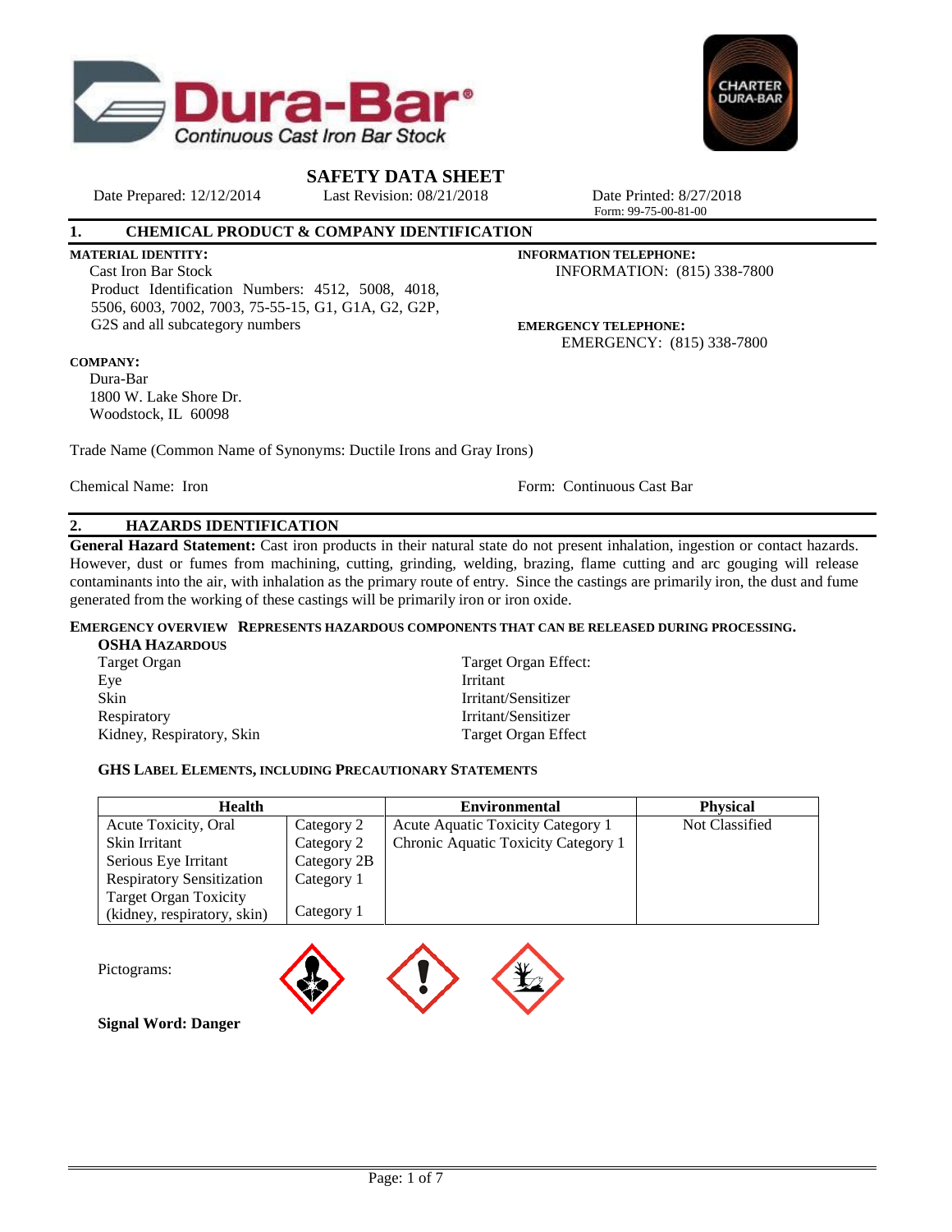Dura-Bar®
Continuous Cast Iron Bar Stock

CHARTER DURA-BAR

# SAFETY DATA SHEET

Date Prepared: 12/12/2014 Last Revision: 08/21/2018 Date Printed: 8/27/2018
Form: 99-75-00-81-00

## 1. CHEMICAL PRODUCT & COMPANY IDENTIFICATION

**MATERIAL IDENTITY:**
Cast Iron Bar Stock
Product Identification Numbers: 4512, 5008, 4018, 5506, 6003, 7002, 7003, 75-55-15, G1, G1A, G2, G2P, G2S and all subcategory numbers

**INFORMATION TELEPHONE:**
INFORMATION: (815) 338-7800

**EMERGENCY TELEPHONE:**
EMERGENCY: (815) 338-7800

**COMPANY:**
Dura-Bar
1800 W. Lake Shore Dr.
Woodstock, IL 60098

Trade Name (Common Name of Synonyms: Ductile Irons and Gray Irons)

Chemical Name: Iron

Form: Continuous Cast Bar

## 2. HAZARDS IDENTIFICATION

**General Hazard Statement:** Cast iron products in their natural state do not present inhalation, ingestion or contact hazards. However, dust or fumes from machining, cutting, grinding, welding, brazing, flame cutting and arc gouging will release contaminants into the air, with inhalation as the primary route of entry. Since the castings are primarily iron, the dust and fume generated from the working of these castings will be primarily iron or iron oxide.

**EMERGENCY OVERVIEW REPRESENTS HAZARDOUS COMPONENTS THAT CAN BE RELEASED DURING PROCESSING.**

**OSHA HAZARDOUS**

| Target Organ | Target Organ Effect: |
|---|---|
| Eye | Irritant |
| Skin | Irritant/Sensitizer |
| Respiratory | Irritant/Sensitizer |
| Kidney, Respiratory, Skin | Target Organ Effect |

**GHS LABEL ELEMENTS, INCLUDING PRECAUTIONARY STATEMENTS**

| Health | | Environmental | Physical |
|---|---|---|---|
| Acute Toxicity, Oral | Category 2 | Acute Aquatic Toxicity Category 1 | Not Classified |
| Skin Irritant | Category 2 | Chronic Aquatic Toxicity Category 1 | |
| Serious Eye Irritant | Category 2B | | |
| Respiratory Sensitization | Category 1 | | |
| Target Organ Toxicity (kidney, respiratory, skin) | Category 1 | | |

Pictograms:

**Signal Word: Danger**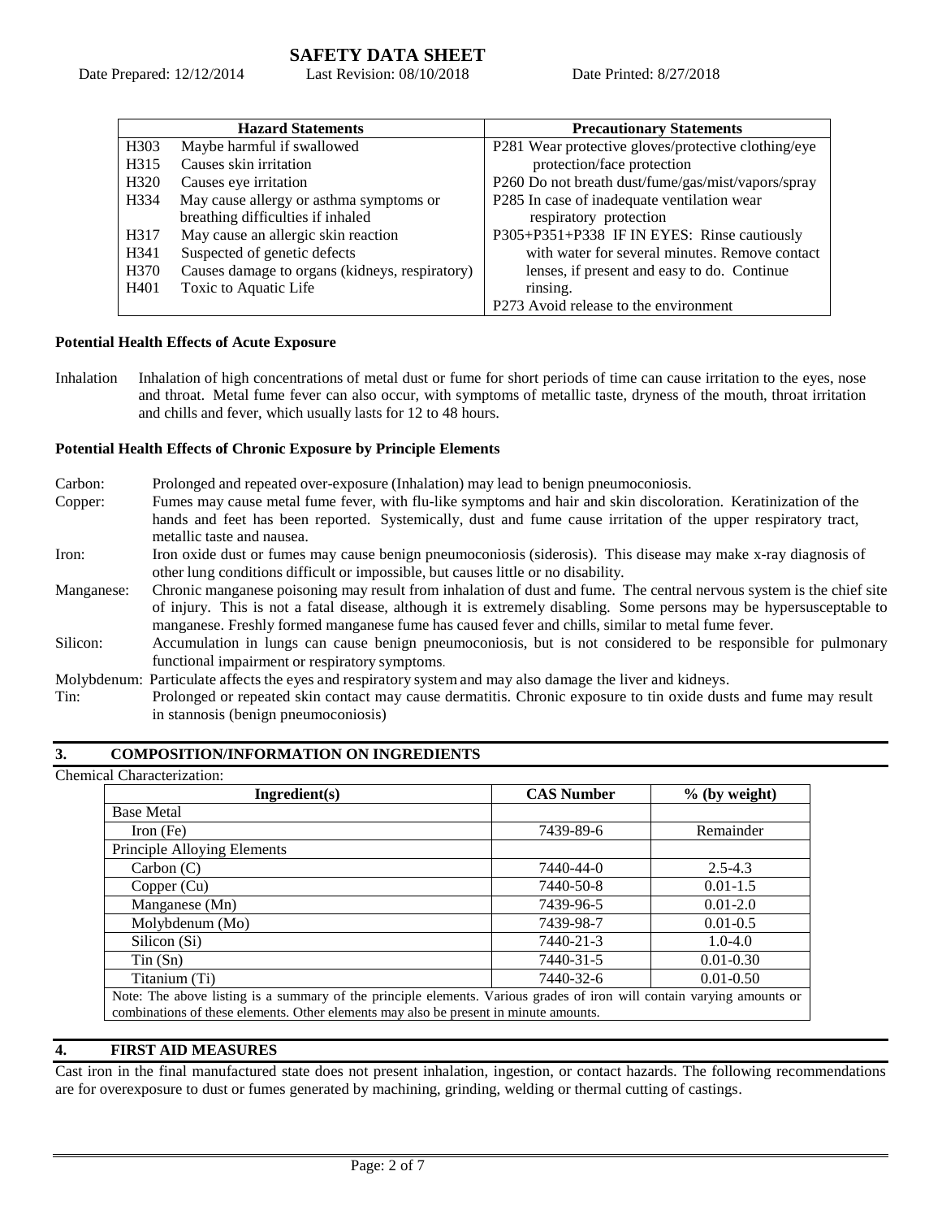| Hazard Statements | | Precautionary Statements |
|---|---|---|
| H303 | Maybe harmful if swallowed | P281 Wear protective gloves/protective clothing/eye protection/face protection |
| H315 | Causes skin irritation | P260 Do not breath dust/fume/gas/mist/vapors/spray |
| H320 | Causes eye irritation | P285 In case of inadequate ventilation wear respiratory protection |
| H334 | May cause allergy or asthma symptoms or breathing difficulties if inhaled | P305+P351+P338 IF IN EYES: Rinse cautiously with water for several minutes. Remove contact lenses, if present and easy to do. Continue rinsing. |
| H317 | May cause an allergic skin reaction | P273 Avoid release to the environment |
| H341 | Suspected of genetic defects | |
| H370 | Causes damage to organs (kidneys, respiratory) | |
| H401 | Toxic to Aquatic Life | |

**Potential Health Effects of Acute Exposure**

Inhalation: Inhalation of high concentrations of metal dust or fume for short periods of time can cause irritation to the eyes, nose and throat. Metal fume fever can also occur, with symptoms of metallic taste, dryness of the mouth, throat irritation and chills and fever, which usually lasts for 12 to 48 hours.

**Potential Health Effects of Chronic Exposure by Principle Elements**

Carbon: Prolonged and repeated over-exposure (Inhalation) may lead to benign pneumoconiosis.

Copper: Fumes may cause metal fume fever, with flu-like symptoms and hair and skin discoloration. Keratinization of the hands and feet has been reported. Systemically, dust and fume cause irritation of the upper respiratory tract, metallic taste and nausea.

Iron: Iron oxide dust or fumes may cause benign pneumoconiosis (siderosis). This disease may make x-ray diagnosis of other lung conditions difficult or impossible, but causes little or no disability.

Manganese: Chronic manganese poisoning may result from inhalation of dust and fume. The central nervous system is the chief site of injury. This is not a fatal disease, although it is extremely disabling. Some persons may be hypersusceptable to manganese. Freshly formed manganese fume has caused fever and chills, similar to metal fume fever.

Silicon: Accumulation in lungs can cause benign pneumoconiosis, but is not considered to be responsible for pulmonary functional impairment or respiratory symptoms.

Molybdenum: Particulate affects the eyes and respiratory system and may also damage the liver and kidneys.

Tin: Prolonged or repeated skin contact may cause dermatitis. Chronic exposure to tin oxide dusts and fume may result in stannosis (benign pneumoconiosis)

## 3. COMPOSITION/INFORMATION ON INGREDIENTS

Chemical Characterization:

| Ingredient(s) | CAS Number | % (by weight) |
|---|---|---|
| Base Metal | | |
| Iron (Fe) | 7439-89-6 | Remainder |
| Principle Alloying Elements | | |
| Carbon (C) | 7440-44-0 | 2.5-4.3 |
| Copper (Cu) | 7440-50-8 | 0.01-1.5 |
| Manganese (Mn) | 7439-96-5 | 0.01-2.0 |
| Molybdenum (Mo) | 7439-98-7 | 0.01-0.5 |
| Silicon (Si) | 7440-21-3 | 1.0-4.0 |
| Tin (Sn) | 7440-31-5 | 0.01-0.30 |
| Titanium (Ti) | 7440-32-6 | 0.01-0.50 |

Note: The above listing is a summary of the principle elements. Various grades of iron will contain varying amounts or combinations of these elements. Other elements may also be present in minute amounts.

## 4. FIRST AID MEASURES

Cast iron in the final manufactured state does not present inhalation, ingestion, or contact hazards. The following recommendations are for overexposure to dust or fumes generated by machining, grinding, welding or thermal cutting of castings.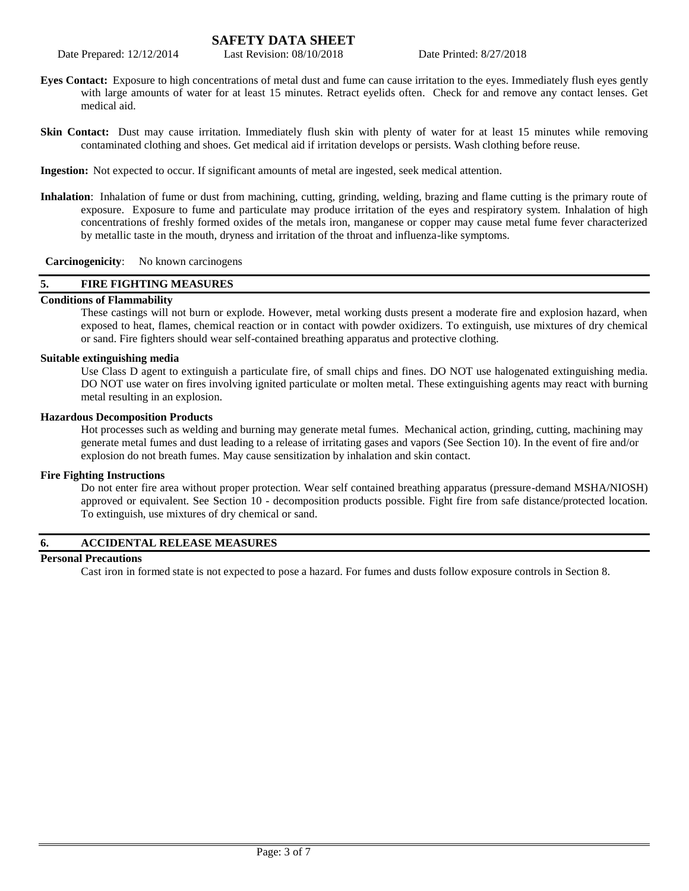**Eyes Contact:** Exposure to high concentrations of metal dust and fume can cause irritation to the eyes. Immediately flush eyes gently with large amounts of water for at least 15 minutes. Retract eyelids often. Check for and remove any contact lenses. Get medical aid.

**Skin Contact:** Dust may cause irritation. Immediately flush skin with plenty of water for at least 15 minutes while removing contaminated clothing and shoes. Get medical aid if irritation develops or persists. Wash clothing before reuse.

**Ingestion:** Not expected to occur. If significant amounts of metal are ingested, seek medical attention.

**Inhalation**: Inhalation of fume or dust from machining, cutting, grinding, welding, brazing and flame cutting is the primary route of exposure. Exposure to fume and particulate may produce irritation of the eyes and respiratory system. Inhalation of high concentrations of freshly formed oxides of the metals iron, manganese or copper may cause metal fume fever characterized by metallic taste in the mouth, dryness and irritation of the throat and influenza-like symptoms.

**Carcinogenicity**: No known carcinogens

## 5. FIRE FIGHTING MEASURES

### Conditions of Flammability

These castings will not burn or explode. However, metal working dusts present a moderate fire and explosion hazard, when exposed to heat, flames, chemical reaction or in contact with powder oxidizers. To extinguish, use mixtures of dry chemical or sand. Fire fighters should wear self-contained breathing apparatus and protective clothing.

### Suitable extinguishing media

Use Class D agent to extinguish a particulate fire, of small chips and fines. DO NOT use halogenated extinguishing media. DO NOT use water on fires involving ignited particulate or molten metal. These extinguishing agents may react with burning metal resulting in an explosion.

### Hazardous Decomposition Products

Hot processes such as welding and burning may generate metal fumes. Mechanical action, grinding, cutting, machining may generate metal fumes and dust leading to a release of irritating gases and vapors (See Section 10). In the event of fire and/or explosion do not breath fumes. May cause sensitization by inhalation and skin contact.

### Fire Fighting Instructions

Do not enter fire area without proper protection. Wear self contained breathing apparatus (pressure-demand MSHA/NIOSH) approved or equivalent. See Section 10 - decomposition products possible. Fight fire from safe distance/protected location. To extinguish, use mixtures of dry chemical or sand.

## 6. ACCIDENTAL RELEASE MEASURES

### Personal Precautions

Cast iron in formed state is not expected to pose a hazard. For fumes and dusts follow exposure controls in Section 8.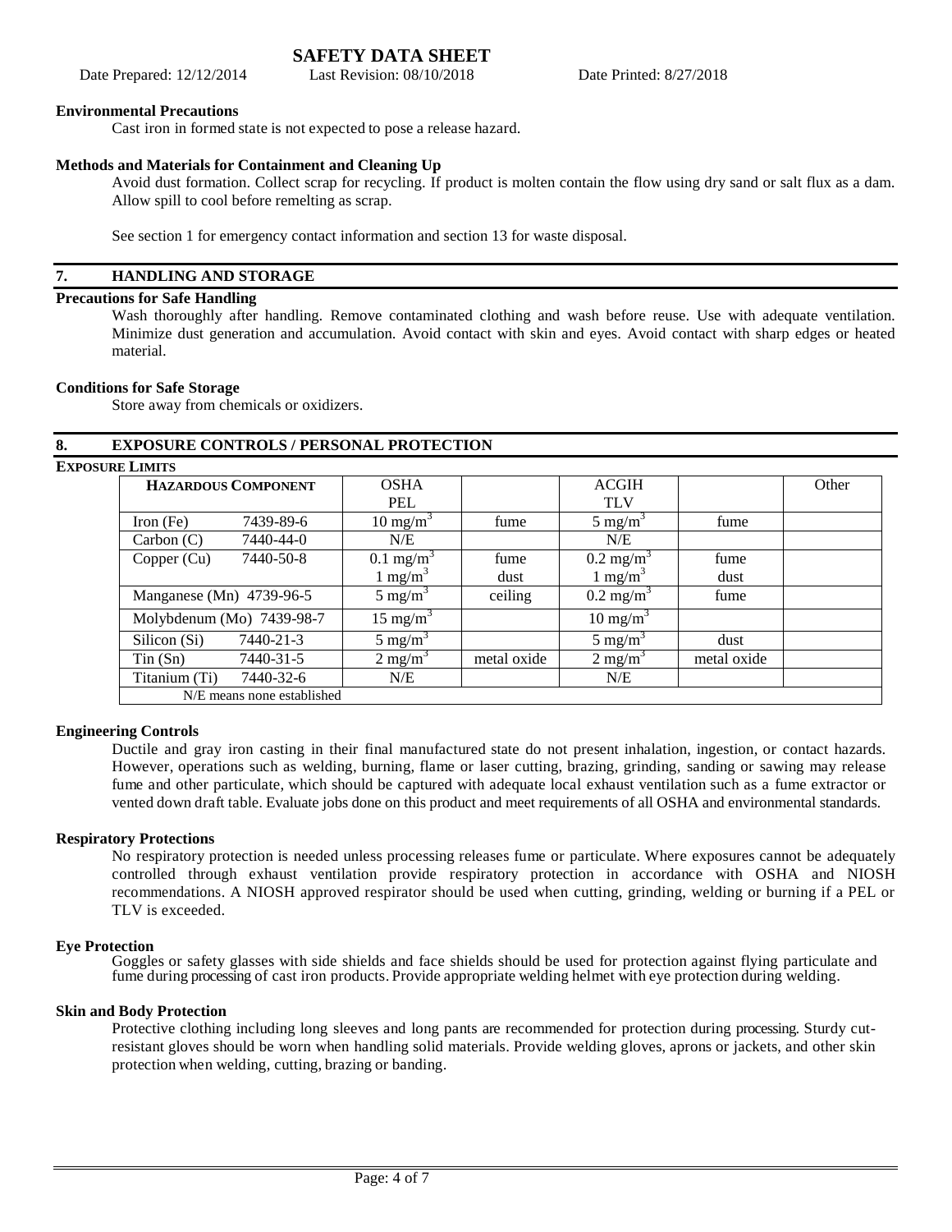**Environmental Precautions**

Cast iron in formed state is not expected to pose a release hazard.

**Methods and Materials for Containment and Cleaning Up**

Avoid dust formation. Collect scrap for recycling. If product is molten contain the flow using dry sand or salt flux as a dam. Allow spill to cool before remelting as scrap.

See section 1 for emergency contact information and section 13 for waste disposal.

## 7. HANDLING AND STORAGE

**Precautions for Safe Handling**

Wash thoroughly after handling. Remove contaminated clothing and wash before reuse. Use with adequate ventilation. Minimize dust generation and accumulation. Avoid contact with skin and eyes. Avoid contact with sharp edges or heated material.

**Conditions for Safe Storage**

Store away from chemicals or oxidizers.

## 8. EXPOSURE CONTROLS / PERSONAL PROTECTION

**EXPOSURE LIMITS**

| HAZARDOUS COMPONENT | | OSHA PEL | | ACGIH TLV | | Other |
|---|---|---|---|---|---|---|
| Iron (Fe) | 7439-89-6 | 10 mg/m$^3$ | fume | 5 mg/m$^3$ | fume | |
| Carbon (C) | 7440-44-0 | N/E | | N/E | | |
| Copper (Cu) | 7440-50-8 | 0.1 mg/m$^3$<br>1 mg/m$^3$ | fume<br>dust | 0.2 mg/m$^3$<br>1 mg/m$^3$ | fume<br>dust | |
| Manganese (Mn) | 4739-96-5 | 5 mg/m$^3$ | ceiling | 0.2 mg/m$^3$ | fume | |
| Molybdenum (Mo) | 7439-98-7 | 15 mg/m$^3$ | | 10 mg/m$^3$ | | |
| Silicon (Si) | 7440-21-3 | 5 mg/m$^3$ | | 5 mg/m$^3$ | dust | |
| Tin (Sn) | 7440-31-5 | 2 mg/m$^3$ | metal oxide | 2 mg/m$^3$ | metal oxide | |
| Titanium (Ti) | 7440-32-6 | N/E | | N/E | | |
| N/E means none established | | | | | | |

**Engineering Controls**

Ductile and gray iron casting in their final manufactured state do not present inhalation, ingestion, or contact hazards. However, operations such as welding, burning, flame or laser cutting, brazing, grinding, sanding or sawing may release fume and other particulate, which should be captured with adequate local exhaust ventilation such as a fume extractor or vented down draft table. Evaluate jobs done on this product and meet requirements of all OSHA and environmental standards.

**Respiratory Protections**

No respiratory protection is needed unless processing releases fume or particulate. Where exposures cannot be adequately controlled through exhaust ventilation provide respiratory protection in accordance with OSHA and NIOSH recommendations. A NIOSH approved respirator should be used when cutting, grinding, welding or burning if a PEL or TLV is exceeded.

**Eye Protection**

Goggles or safety glasses with side shields and face shields should be used for protection against flying particulate and fume during processing of cast iron products. Provide appropriate welding helmet with eye protection during welding.

**Skin and Body Protection**

Protective clothing including long sleeves and long pants are recommended for protection during processing. Sturdy cut-resistant gloves should be worn when handling solid materials. Provide welding gloves, aprons or jackets, and other skin protection when welding, cutting, brazing or banding.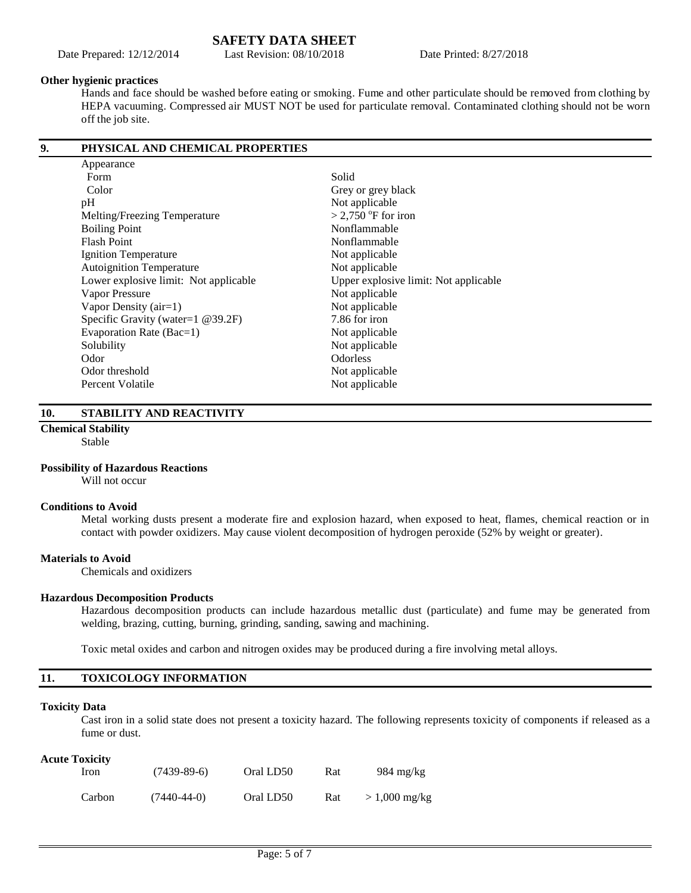**Other hygienic practices**

Hands and face should be washed before eating or smoking. Fume and other particulate should be removed from clothing by HEPA vacuuming. Compressed air MUST NOT be used for particulate removal. Contaminated clothing should not be worn off the job site.

## 9. PHYSICAL AND CHEMICAL PROPERTIES

| | |
|---|---|
| Appearance | |
| Form | Solid |
| Color | Grey or grey black |
| pH | Not applicable |
| Melting/Freezing Temperature | > 2,750 °F for iron |
| Boiling Point | Nonflammable |
| Flash Point | Nonflammable |
| Ignition Temperature | Not applicable |
| Autoignition Temperature | Not applicable |
| Lower explosive limit: Not applicable | Upper explosive limit: Not applicable |
| Vapor Pressure | Not applicable |
| Vapor Density (air=1) | Not applicable |
| Specific Gravity (water=1 @39.2F) | 7.86 for iron |
| Evaporation Rate (Bac=1) | Not applicable |
| Solubility | Not applicable |
| Odor | Odorless |
| Odor threshold | Not applicable |
| Percent Volatile | Not applicable |

## 10. STABILITY AND REACTIVITY

**Chemical Stability**

Stable

**Possibility of Hazardous Reactions**

Will not occur

**Conditions to Avoid**

Metal working dusts present a moderate fire and explosion hazard, when exposed to heat, flames, chemical reaction or in contact with powder oxidizers. May cause violent decomposition of hydrogen peroxide (52% by weight or greater).

**Materials to Avoid**

Chemicals and oxidizers

**Hazardous Decomposition Products**

Hazardous decomposition products can include hazardous metallic dust (particulate) and fume may be generated from welding, brazing, cutting, burning, grinding, sanding, sawing and machining.

Toxic metal oxides and carbon and nitrogen oxides may be produced during a fire involving metal alloys.

## 11. TOXICOLOGY INFORMATION

**Toxicity Data**

Cast iron in a solid state does not present a toxicity hazard. The following represents toxicity of components if released as a fume or dust.

**Acute Toxicity**

| | | | | |
|---|---|---|---|---|
| Iron | (7439-89-6) | Oral LD50 | Rat | 984 mg/kg |
| Carbon | (7440-44-0) | Oral LD50 | Rat | > 1,000 mg/kg |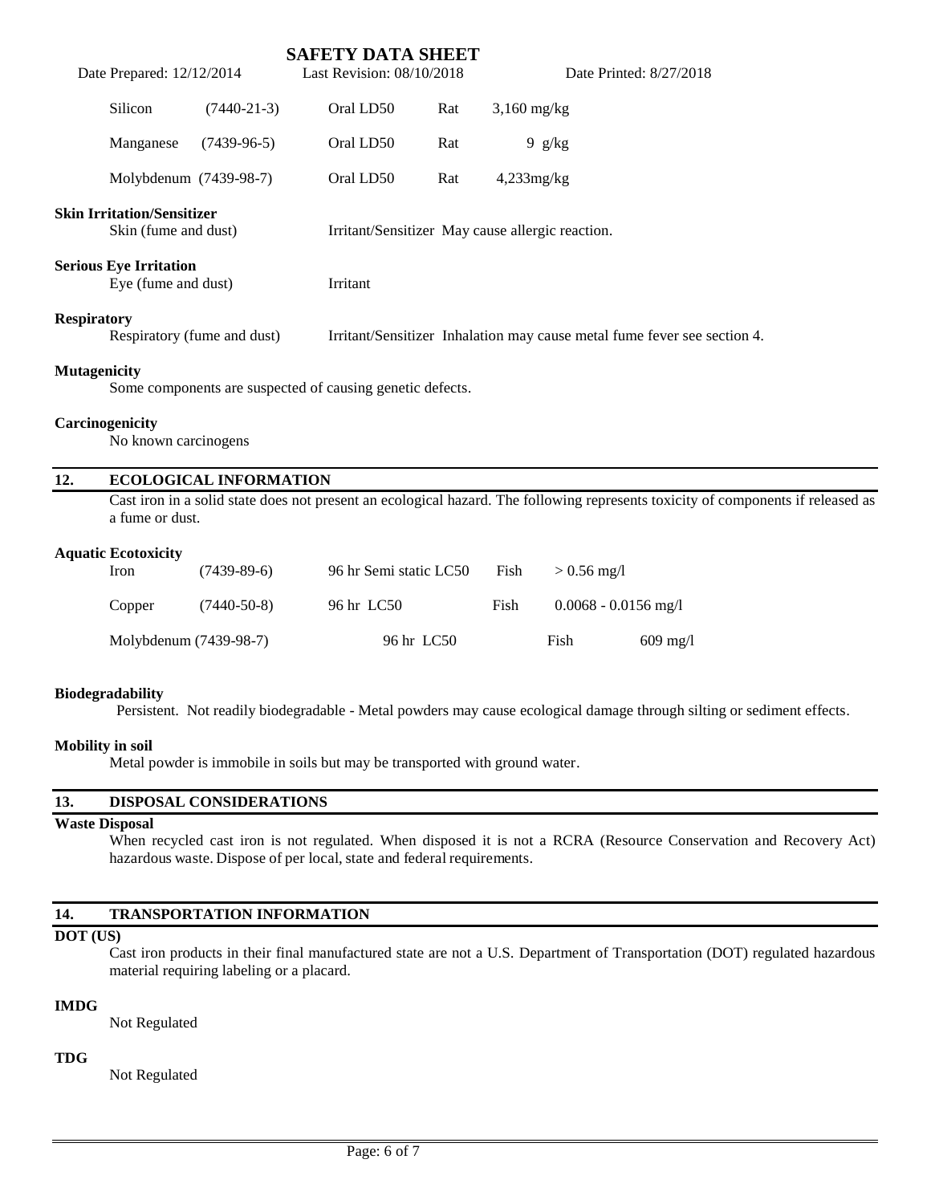| | | | | |
|---|---|---|---|---|
| Silicon | (7440-21-3) | Oral LD50 | Rat | 3,160 mg/kg |
| Manganese | (7439-96-5) | Oral LD50 | Rat | 9 g/kg |
| Molybdenum | (7439-98-7) | Oral LD50 | Rat | 4,233mg/kg |

**Skin Irritation/Sensitizer**

Skin (fume and dust) — Irritant/Sensitizer May cause allergic reaction.

**Serious Eye Irritation**

Eye (fume and dust) — Irritant

**Respiratory**

Respiratory (fume and dust) — Irritant/Sensitizer Inhalation may cause metal fume fever see section 4.

**Mutagenicity**

Some components are suspected of causing genetic defects.

**Carcinogenicity**

No known carcinogens

## 12. ECOLOGICAL INFORMATION

Cast iron in a solid state does not present an ecological hazard. The following represents toxicity of components if released as a fume or dust.

**Aquatic Ecotoxicity**

| | | | | |
|---|---|---|---|---|
| Iron | (7439-89-6) | 96 hr Semi static LC50 | Fish | > 0.56 mg/l |
| Copper | (7440-50-8) | 96 hr LC50 | Fish | 0.0068 - 0.0156 mg/l |
| Molybdenum | (7439-98-7) | 96 hr LC50 | Fish | 609 mg/l |

**Biodegradability**

Persistent. Not readily biodegradable - Metal powders may cause ecological damage through silting or sediment effects.

**Mobility in soil**

Metal powder is immobile in soils but may be transported with ground water.

## 13. DISPOSAL CONSIDERATIONS

**Waste Disposal**

When recycled cast iron is not regulated. When disposed it is not a RCRA (Resource Conservation and Recovery Act) hazardous waste. Dispose of per local, state and federal requirements.

## 14. TRANSPORTATION INFORMATION

**DOT (US)**

Cast iron products in their final manufactured state are not a U.S. Department of Transportation (DOT) regulated hazardous material requiring labeling or a placard.

**IMDG**

Not Regulated

**TDG**

Not Regulated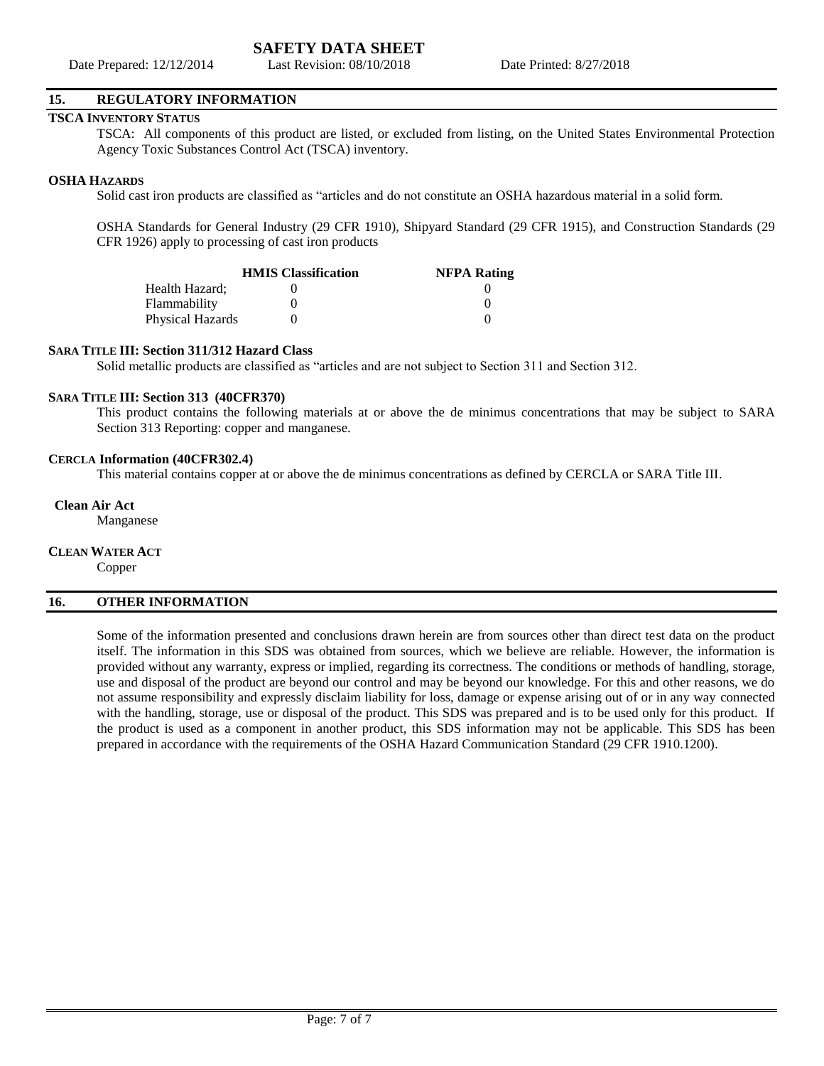## 15. REGULATORY INFORMATION

**TSCA INVENTORY STATUS**

TSCA: All components of this product are listed, or excluded from listing, on the United States Environmental Protection Agency Toxic Substances Control Act (TSCA) inventory.

**OSHA HAZARDS**

Solid cast iron products are classified as "articles and do not constitute an OSHA hazardous material in a solid form.

OSHA Standards for General Industry (29 CFR 1910), Shipyard Standard (29 CFR 1915), and Construction Standards (29 CFR 1926) apply to processing of cast iron products

| | HMIS Classification | NFPA Rating |
|---|---|---|
| Health Hazard; | 0 | 0 |
| Flammability | 0 | 0 |
| Physical Hazards | 0 | 0 |

**SARA TITLE III: Section 311/312 Hazard Class**

Solid metallic products are classified as "articles and are not subject to Section 311 and Section 312.

**SARA TITLE III: Section 313 (40CFR370)**

This product contains the following materials at or above the de minimus concentrations that may be subject to SARA Section 313 Reporting: copper and manganese.

**CERCLA Information (40CFR302.4)**

This material contains copper at or above the de minimus concentrations as defined by CERCLA or SARA Title III.

**Clean Air Act**

Manganese

**CLEAN WATER ACT**

Copper

## 16. OTHER INFORMATION

Some of the information presented and conclusions drawn herein are from sources other than direct test data on the product itself. The information in this SDS was obtained from sources, which we believe are reliable. However, the information is provided without any warranty, express or implied, regarding its correctness. The conditions or methods of handling, storage, use and disposal of the product are beyond our control and may be beyond our knowledge. For this and other reasons, we do not assume responsibility and expressly disclaim liability for loss, damage or expense arising out of or in any way connected with the handling, storage, use or disposal of the product. This SDS was prepared and is to be used only for this product. If the product is used as a component in another product, this SDS information may not be applicable. This SDS has been prepared in accordance with the requirements of the OSHA Hazard Communication Standard (29 CFR 1910.1200).